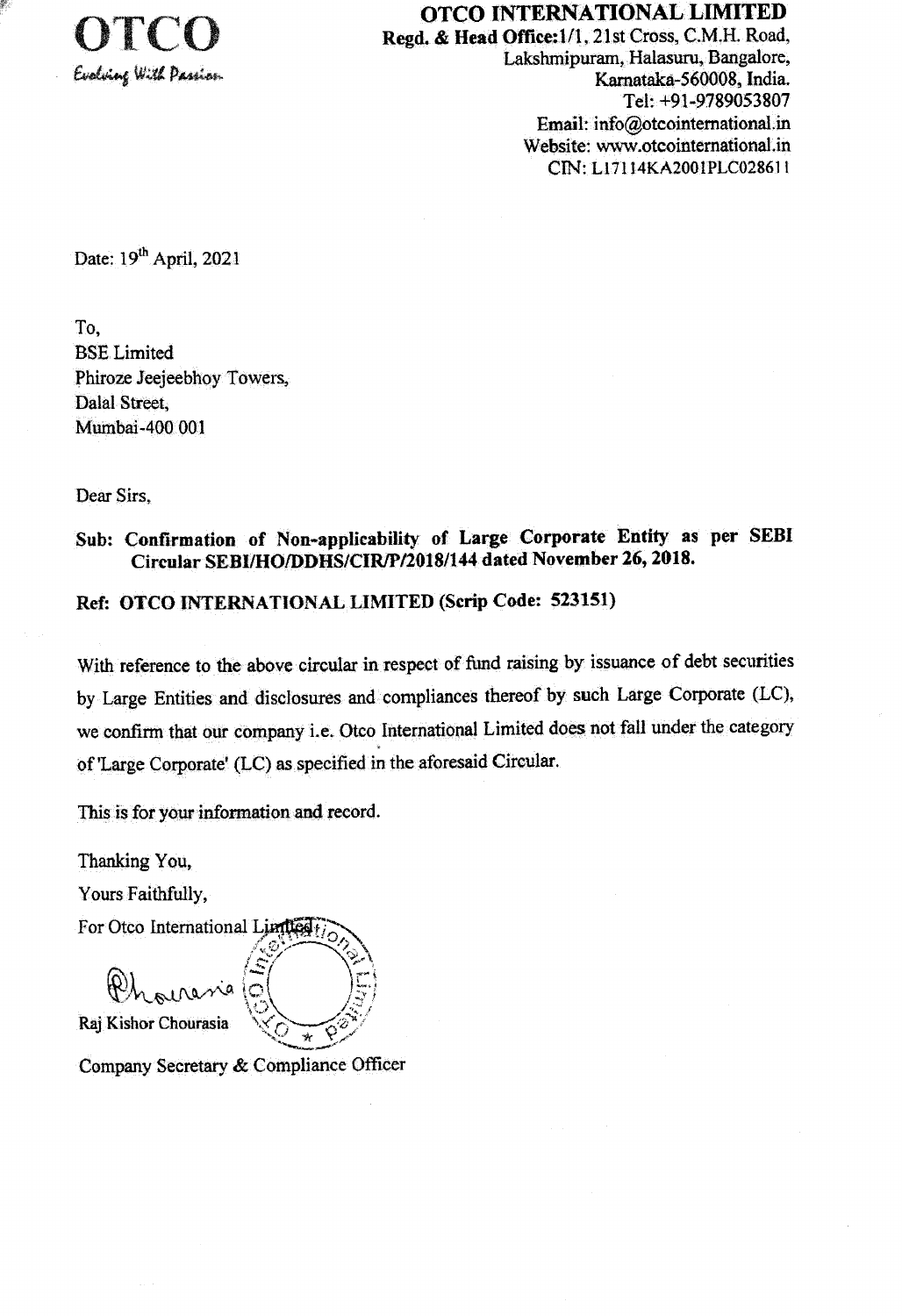**OTCO**
*Evolving With Passion*

**OTCO INTERNATIONAL LIMITED**
**Regd. & Head Office:** 1/1, 21st Cross, C.M.H. Road,
Lakshmipuram, Halasuru, Bangalore,
Karnataka-560008, India.
Tel: +91-9789053807
Email: info@otcointernational.in
Website: www.otcointernational.in
CIN: L17114KA2001PLC028611

Date: 19th April, 2021

To,
BSE Limited
Phiroze Jeejeebhoy Towers,
Dalal Street,
Mumbai-400 001

Dear Sirs,

**Sub: Confirmation of Non-applicability of Large Corporate Entity as per SEBI Circular SEBI/HO/DDHS/CIR/P/2018/144 dated November 26, 2018.**

**Ref: OTCO INTERNATIONAL LIMITED (Scrip Code: 523151)**

With reference to the above circular in respect of fund raising by issuance of debt securities by Large Entities and disclosures and compliances thereof by such Large Corporate (LC), we confirm that our company i.e. Otco International Limited does not fall under the category of 'Large Corporate' (LC) as specified in the aforesaid Circular.

This is for your information and record.

Thanking You,

Yours Faithfully,

For Otco International Limited

Raj Kishor Chourasia

Company Secretary & Compliance Officer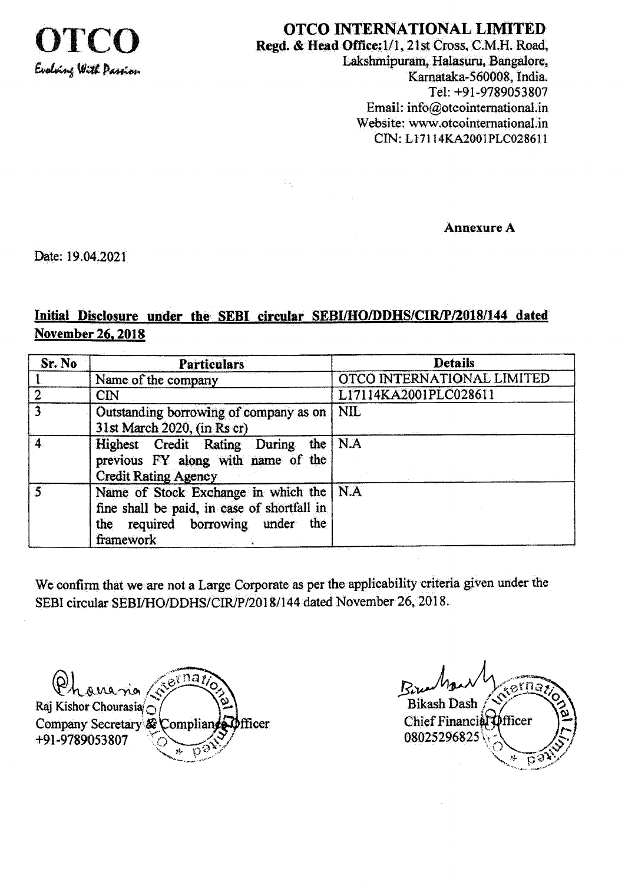**OTCO**
*Evolving With Passion*

**OTCO INTERNATIONAL LIMITED**
**Regd. & Head Office:**1/1, 21st Cross, C.M.H. Road,
Lakshmipuram, Halasuru, Bangalore,
Karnataka-560008, India.
Tel: +91-9789053807
Email: info@otcointernational.in
Website: www.otcointernational.in
CIN: L17114KA2001PLC028611

**Annexure A**

Date: 19.04.2021

**Initial Disclosure under the SEBI circular SEBI/HO/DDHS/CIR/P/2018/144 dated November 26, 2018**

| Sr. No | Particulars | Details |
|---|---|---|
| 1 | Name of the company | OTCO INTERNATIONAL LIMITED |
| 2 | CIN | L17114KA2001PLC028611 |
| 3 | Outstanding borrowing of company as on 31st March 2020, (in Rs cr) | NIL |
| 4 | Highest Credit Rating During the previous FY along with name of the Credit Rating Agency | N.A |
| 5 | Name of Stock Exchange in which the fine shall be paid, in case of shortfall in the required borrowing under the framework | N.A |

We confirm that we are not a Large Corporate as per the applicability criteria given under the SEBI circular SEBI/HO/DDHS/CIR/P/2018/144 dated November 26, 2018.

Raj Kishor Chourasia
Company Secretary & Compliance Officer
+91-9789053807

Bikash Dash
Chief Financial Officer
08025296825